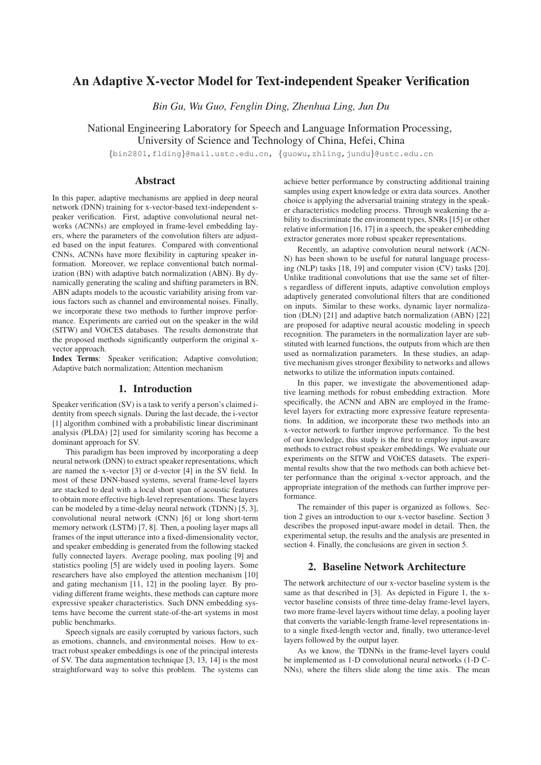# An Adaptive X-vector Model for Text-independent Speaker Verification

*Bin Gu, Wu Guo, Fenglin Ding, Zhenhua Ling, Jun Du*

National Engineering Laboratory for Speech and Language Information Processing,
University of Science and Technology of China, Hefei, China

{bin2801,flding}@mail.ustc.edu.cn, {guowu,zhling,jundu}@ustc.edu.cn

## Abstract

In this paper, adaptive mechanisms are applied in deep neural network (DNN) training for x-vector-based text-independent speaker verification. First, adaptive convolutional neural networks (ACNNs) are employed in frame-level embedding layers, where the parameters of the convolution filters are adjusted based on the input features. Compared with conventional CNNs, ACNNs have more flexibility in capturing speaker information. Moreover, we replace conventional batch normalization (BN) with adaptive batch normalization (ABN). By dynamically generating the scaling and shifting parameters in BN, ABN adapts models to the acoustic variability arising from various factors such as channel and environmental noises. Finally, we incorporate these two methods to further improve performance. Experiments are carried out on the speaker in the wild (SITW) and VOiCES databases. The results demonstrate that the proposed methods significantly outperform the original x-vector approach.

**Index Terms**: Speaker verification; Adaptive convolution; Adaptive batch normalization; Attention mechanism

## 1. Introduction

Speaker verification (SV) is a task to verify a person's claimed identity from speech signals. During the last decade, the i-vector [1] algorithm combined with a probabilistic linear discriminant analysis (PLDA) [2] used for similarity scoring has become a dominant approach for SV.

This paradigm has been improved by incorporating a deep neural network (DNN) to extract speaker representations, which are named the x-vector [3] or d-vector [4] in the SV field. In most of these DNN-based systems, several frame-level layers are stacked to deal with a local short span of acoustic features to obtain more effective high-level representations. These layers can be modeled by a time-delay neural network (TDNN) [5, 3], convolutional neural network (CNN) [6] or long short-term memory network (LSTM) [7, 8]. Then, a pooling layer maps all frames of the input utterance into a fixed-dimensionality vector, and speaker embedding is generated from the following stacked fully connected layers. Average pooling, max pooling [9] and statistics pooling [5] are widely used in pooling layers. Some researchers have also employed the attention mechanism [10] and gating mechanism [11, 12] in the pooling layer. By providing different frame weights, these methods can capture more expressive speaker characteristics. Such DNN embedding systems have become the current state-of-the-art systems in most public benchmarks.

Speech signals are easily corrupted by various factors, such as emotions, channels, and environmental noises. How to extract robust speaker embeddings is one of the principal interests of SV. The data augmentation technique [3, 13, 14] is the most straightforward way to solve this problem. The systems can achieve better performance by constructing additional training samples using expert knowledge or extra data sources. Another choice is applying the adversarial training strategy in the speaker characteristics modeling process. Through weakening the ability to discriminate the environment types, SNRs [15] or other relative information [16, 17] in a speech, the speaker embedding extractor generates more robust speaker representations.

Recently, an adaptive convolution neural network (ACNN) has been shown to be useful for natural language processing (NLP) tasks [18, 19] and computer vision (CV) tasks [20]. Unlike traditional convolutions that use the same set of filters regardless of different inputs, adaptive convolution employs adaptively generated convolutional filters that are conditioned on inputs. Similar to these works, dynamic layer normalization (DLN) [21] and adaptive batch normalization (ABN) [22] are proposed for adaptive neural acoustic modeling in speech recognition. The parameters in the normalization layer are substituted with learned functions, the outputs from which are then used as normalization parameters. In these studies, an adaptive mechanism gives stronger flexibility to networks and allows networks to utilize the information inputs contained.

In this paper, we investigate the abovementioned adaptive learning methods for robust embedding extraction. More specifically, the ACNN and ABN are employed in the frame-level layers for extracting more expressive feature representations. In addition, we incorporate these two methods into an x-vector network to further improve performance. To the best of our knowledge, this study is the first to employ input-aware methods to extract robust speaker embeddings. We evaluate our experiments on the SITW and VOiCES datasets. The experimental results show that the two methods can both achieve better performance than the original x-vector approach, and the appropriate integration of the methods can further improve performance.

The remainder of this paper is organized as follows. Section 2 gives an introduction to our x-vector baseline. Section 3 describes the proposed input-aware model in detail. Then, the experimental setup, the results and the analysis are presented in section 4. Finally, the conclusions are given in section 5.

## 2. Baseline Network Architecture

The network architecture of our x-vector baseline system is the same as that described in [3]. As depicted in Figure 1, the x-vector baseline consists of three time-delay frame-level layers, two more frame-level layers without time delay, a pooling layer that converts the variable-length frame-level representations into a single fixed-length vector and, finally, two utterance-level layers followed by the output layer.

As we know, the TDNNs in the frame-level layers could be implemented as 1-D convolutional neural networks (1-D CNNs), where the filters slide along the time axis. The mean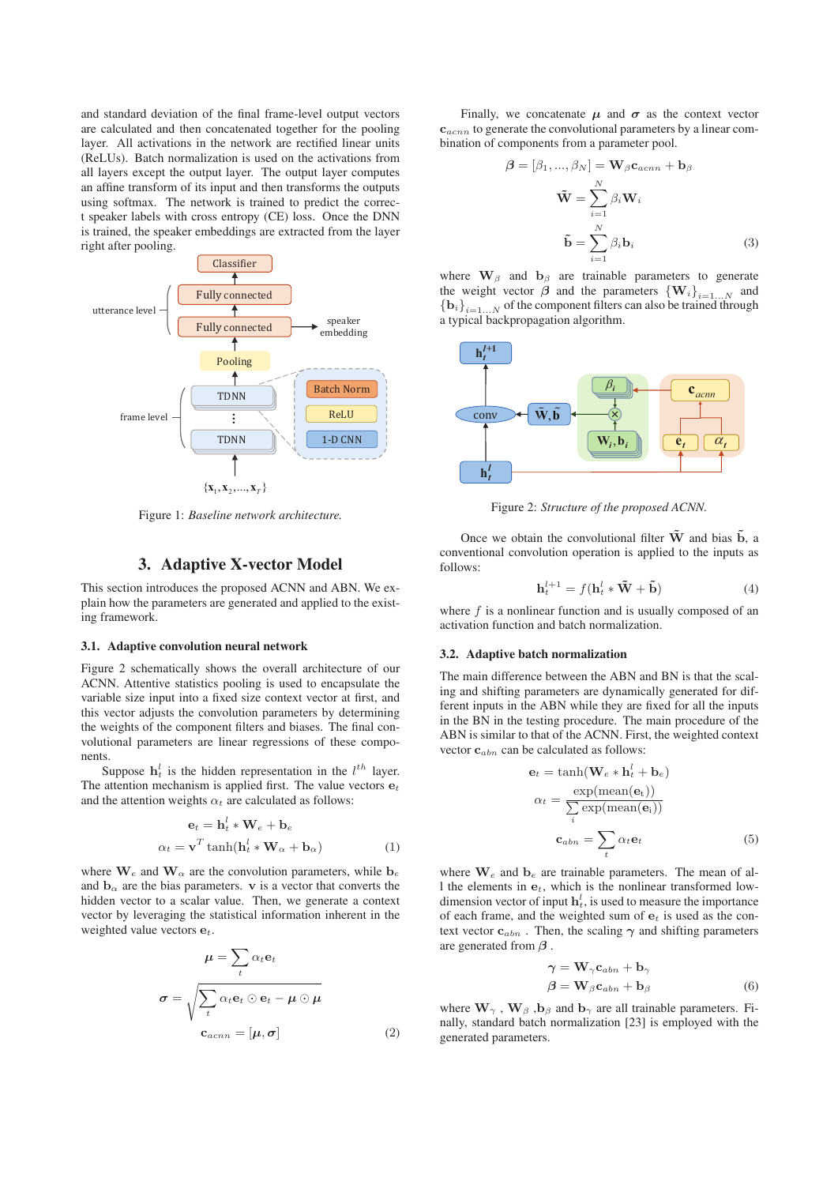and standard deviation of the final frame-level output vectors are calculated and then concatenated together for the pooling layer. All activations in the network are rectified linear units (ReLUs). Batch normalization is used on the activations from all layers except the output layer. The output layer computes an affine transform of its input and then transforms the outputs using softmax. The network is trained to predict the correct speaker labels with cross entropy (CE) loss. Once the DNN is trained, the speaker embeddings are extracted from the layer right after pooling.

Figure 1: *Baseline network architecture.*

## 3. Adaptive X-vector Model

This section introduces the proposed ACNN and ABN. We explain how the parameters are generated and applied to the existing framework.

### 3.1. Adaptive convolution neural network

Figure 2 schematically shows the overall architecture of our ACNN. Attentive statistics pooling is used to encapsulate the variable size input into a fixed size context vector at first, and this context vector adjusts the convolution parameters by determining the weights of the component filters and biases. The final convolutional parameters are linear regressions of these components.

Suppose $\mathbf{h}_t^l$ is the hidden representation in the $l^{th}$ layer. The attention mechanism is applied first. The value vectors $\mathbf{e}_t$ and the attention weights $\alpha_t$ are calculated as follows:

$$\mathbf{e}_t = \mathbf{h}_t^l * \mathbf{W}_e + \mathbf{b}_e$$
$$\alpha_t = \mathbf{v}^T \tanh(\mathbf{h}_t^l * \mathbf{W}_\alpha + \mathbf{b}_\alpha) \tag{1}$$

where $\mathbf{W}_e$ and $\mathbf{W}_\alpha$ are the convolution parameters, while $\mathbf{b}_e$ and $\mathbf{b}_\alpha$ are the bias parameters. $\mathbf{v}$ is a vector that converts the hidden vector to a scalar value. Then, we generate a context vector by leveraging the statistical information inherent in the weighted value vectors $\mathbf{e}_t$.

$$\boldsymbol{\mu} = \sum_t \alpha_t \mathbf{e}_t$$
$$\boldsymbol{\sigma} = \sqrt{\sum_t \alpha_t \mathbf{e}_t \odot \mathbf{e}_t - \boldsymbol{\mu} \odot \boldsymbol{\mu}}$$
$$\mathbf{c}_{acnn} = [\boldsymbol{\mu}, \boldsymbol{\sigma}] \tag{2}$$

Finally, we concatenate $\boldsymbol{\mu}$ and $\boldsymbol{\sigma}$ as the context vector $\mathbf{c}_{acnn}$ to generate the convolutional parameters by a linear combination of components from a parameter pool.

$$\boldsymbol{\beta} = [\beta_1, ..., \beta_N] = \mathbf{W}_\beta \mathbf{c}_{acnn} + \mathbf{b}_\beta$$
$$\tilde{\mathbf{W}} = \sum_{i=1}^{N} \beta_i \mathbf{W}_i$$
$$\tilde{\mathbf{b}} = \sum_{i=1}^{N} \beta_i \mathbf{b}_i \tag{3}$$

where $\mathbf{W}_\beta$ and $\mathbf{b}_\beta$ are trainable parameters to generate the weight vector $\boldsymbol{\beta}$ and the parameters $\{\mathbf{W}_i\}_{i=1...N}$ and $\{\mathbf{b}_i\}_{i=1...N}$ of the component filters can also be trained through a typical backpropagation algorithm.

Figure 2: *Structure of the proposed ACNN.*

Once we obtain the convolutional filter $\tilde{\mathbf{W}}$ and bias $\tilde{\mathbf{b}}$, a conventional convolution operation is applied to the inputs as follows:

$$\mathbf{h}_t^{l+1} = f(\mathbf{h}_t^l * \tilde{\mathbf{W}} + \tilde{\mathbf{b}}) \tag{4}$$

where $f$ is a nonlinear function and is usually composed of an activation function and batch normalization.

### 3.2. Adaptive batch normalization

The main difference between the ABN and BN is that the scaling and shifting parameters are dynamically generated for different inputs in the ABN while they are fixed for all the inputs in the BN in the testing procedure. The main procedure of the ABN is similar to that of the ACNN. First, the weighted context vector $\mathbf{c}_{abn}$ can be calculated as follows:

$$\mathbf{e}_t = \tanh(\mathbf{W}_e * \mathbf{h}_t^l + \mathbf{b}_e)$$
$$\alpha_t = \frac{\exp(\text{mean}(\mathbf{e}_t))}{\sum_i \exp(\text{mean}(\mathbf{e}_i))}$$
$$\mathbf{c}_{abn} = \sum_t \alpha_t \mathbf{e}_t \tag{5}$$

where $\mathbf{W}_e$ and $\mathbf{b}_e$ are trainable parameters. The mean of all the elements in $\mathbf{e}_t$, which is the nonlinear transformed low-dimension vector of input $\mathbf{h}_t^l$, is used to measure the importance of each frame, and the weighted sum of $\mathbf{e}_t$ is used as the context vector $\mathbf{c}_{abn}$. Then, the scaling $\boldsymbol{\gamma}$ and shifting parameters are generated from $\boldsymbol{\beta}$.

$$\boldsymbol{\gamma} = \mathbf{W}_\gamma \mathbf{c}_{abn} + \mathbf{b}_\gamma$$
$$\boldsymbol{\beta} = \mathbf{W}_\beta \mathbf{c}_{abn} + \mathbf{b}_\beta \tag{6}$$

where $\mathbf{W}_\gamma$, $\mathbf{W}_\beta$, $\mathbf{b}_\beta$ and $\mathbf{b}_\gamma$ are all trainable parameters. Finally, standard batch normalization [23] is employed with the generated parameters.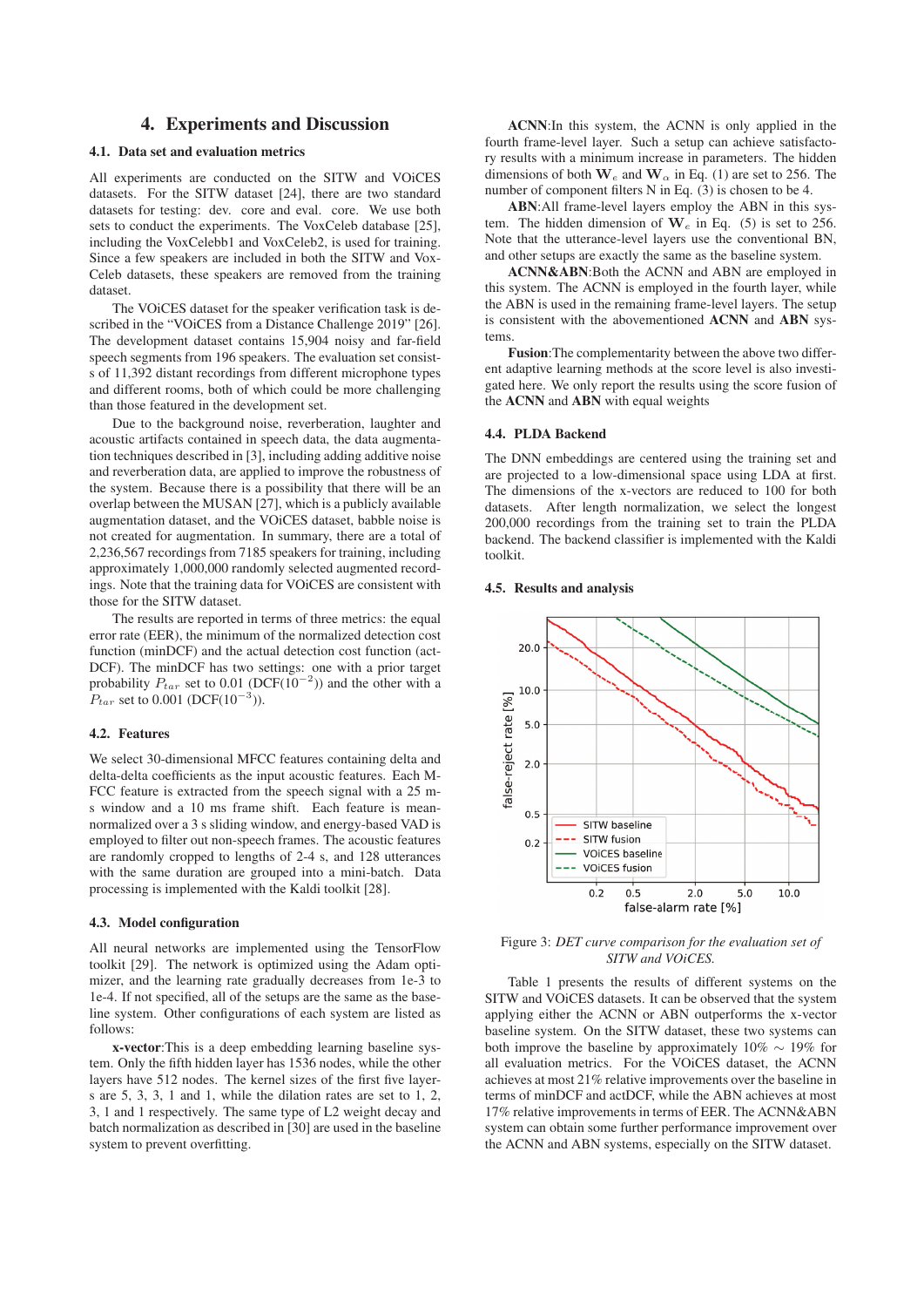## 4. Experiments and Discussion

### 4.1. Data set and evaluation metrics

All experiments are conducted on the SITW and VOiCES datasets. For the SITW dataset [24], there are two standard datasets for testing: dev. core and eval. core. We use both sets to conduct the experiments. The VoxCeleb database [25], including the VoxCelebb1 and VoxCeleb2, is used for training. Since a few speakers are included in both the SITW and VoxCeleb datasets, these speakers are removed from the training dataset.

The VOiCES dataset for the speaker verification task is described in the "VOiCES from a Distance Challenge 2019" [26]. The development dataset contains 15,904 noisy and far-field speech segments from 196 speakers. The evaluation set consists of 11,392 distant recordings from different microphone types and different rooms, both of which could be more challenging than those featured in the development set.

Due to the background noise, reverberation, laughter and acoustic artifacts contained in speech data, the data augmentation techniques described in [3], including adding additive noise and reverberation data, are applied to improve the robustness of the system. Because there is a possibility that there will be an overlap between the MUSAN [27], which is a publicly available augmentation dataset, and the VOiCES dataset, babble noise is not created for augmentation. In summary, there are a total of 2,236,567 recordings from 7185 speakers for training, including approximately 1,000,000 randomly selected augmented recordings. Note that the training data for VOiCES are consistent with those for the SITW dataset.

The results are reported in terms of three metrics: the equal error rate (EER), the minimum of the normalized detection cost function (minDCF) and the actual detection cost function (actDCF). The minDCF has two settings: one with a prior target probability $P_{tar}$ set to 0.01 (DCF($10^{-2}$)) and the other with a $P_{tar}$ set to 0.001 (DCF($10^{-3}$)).

### 4.2. Features

We select 30-dimensional MFCC features containing delta and delta-delta coefficients as the input acoustic features. Each MFCC feature is extracted from the speech signal with a 25 ms window and a 10 ms frame shift. Each feature is mean-normalized over a 3 s sliding window, and energy-based VAD is employed to filter out non-speech frames. The acoustic features are randomly cropped to lengths of 2-4 s, and 128 utterances with the same duration are grouped into a mini-batch. Data processing is implemented with the Kaldi toolkit [28].

### 4.3. Model configuration

All neural networks are implemented using the TensorFlow toolkit [29]. The network is optimized using the Adam optimizer, and the learning rate gradually decreases from 1e-3 to 1e-4. If not specified, all of the setups are the same as the baseline system. Other configurations of each system are listed as follows:

**x-vector**:This is a deep embedding learning baseline system. Only the fifth hidden layer has 1536 nodes, while the other layers have 512 nodes. The kernel sizes of the first five layers are 5, 3, 3, 1 and 1, while the dilation rates are set to 1, 2, 3, 1 and 1 respectively. The same type of L2 weight decay and batch normalization as described in [30] are used in the baseline system to prevent overfitting.

**ACNN**:In this system, the ACNN is only applied in the fourth frame-level layer. Such a setup can achieve satisfactory results with a minimum increase in parameters. The hidden dimensions of both $\mathbf{W}_e$ and $\mathbf{W}_\alpha$ in Eq. (1) are set to 256. The number of component filters N in Eq. (3) is chosen to be 4.

**ABN**:All frame-level layers employ the ABN in this system. The hidden dimension of $\mathbf{W}_e$ in Eq. (5) is set to 256. Note that the utterance-level layers use the conventional BN, and other setups are exactly the same as the baseline system.

**ACNN&ABN**:Both the ACNN and ABN are employed in this system. The ACNN is employed in the fourth layer, while the ABN is used in the remaining frame-level layers. The setup is consistent with the abovementioned **ACNN** and **ABN** systems.

**Fusion**:The complementarity between the above two different adaptive learning methods at the score level is also investigated here. We only report the results using the score fusion of the **ACNN** and **ABN** with equal weights

### 4.4. PLDA Backend

The DNN embeddings are centered using the training set and are projected to a low-dimensional space using LDA at first. The dimensions of the x-vectors are reduced to 100 for both datasets. After length normalization, we select the longest 200,000 recordings from the training set to train the PLDA backend. The backend classifier is implemented with the Kaldi toolkit.

### 4.5. Results and analysis

Figure 3: *DET curve comparison for the evaluation set of SITW and VOiCES.*

Table 1 presents the results of different systems on the SITW and VOiCES datasets. It can be observed that the system applying either the ACNN or ABN outperforms the x-vector baseline system. On the SITW dataset, these two systems can both improve the baseline by approximately 10% $\sim$ 19% for all evaluation metrics. For the VOiCES dataset, the ACNN achieves at most 21% relative improvements over the baseline in terms of minDCF and actDCF, while the ABN achieves at most 17% relative improvements in terms of EER. The ACNN&ABN system can obtain some further performance improvement over the ACNN and ABN systems, especially on the SITW dataset.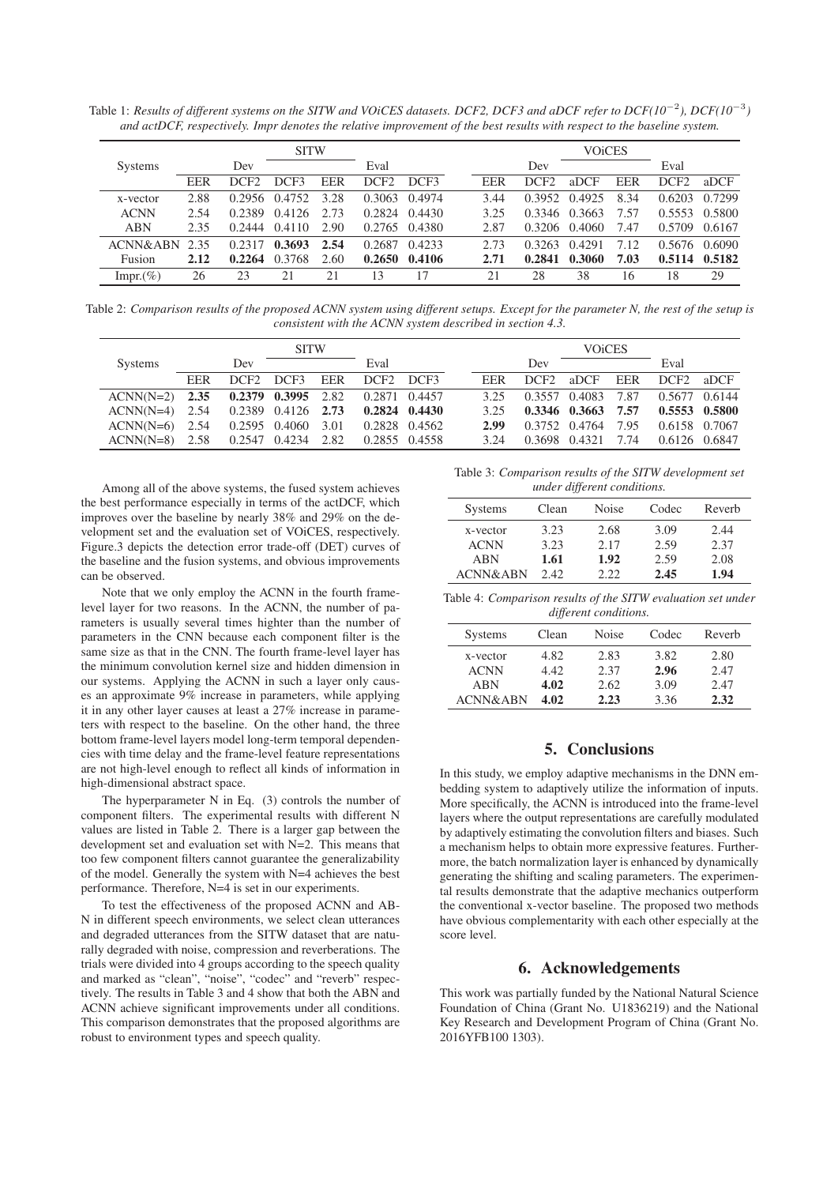Table 1: *Results of different systems on the SITW and VOiCES datasets. DCF2, DCF3 and aDCF refer to DCF($10^{-2}$), DCF($10^{-3}$) and actDCF, respectively. Impr denotes the relative improvement of the best results with respect to the baseline system.*

| Systems | SITW | | | | | | VOiCES | | | | | |
|---|---|---|---|---|---|---|---|---|---|---|---|---|
| | Dev | | | Eval | | | Dev | | | Eval | | |
| | EER | DCF2 | DCF3 | EER | DCF2 | DCF3 | EER | DCF2 | aDCF | EER | DCF2 | aDCF |
| x-vector | 2.88 | 0.2956 | 0.4752 | 3.28 | 0.3063 | 0.4974 | 3.44 | 0.3952 | 0.4925 | 8.34 | 0.6203 | 0.7299 |
| ACNN | 2.54 | 0.2389 | 0.4126 | 2.73 | 0.2824 | 0.4430 | 3.25 | 0.3346 | 0.3663 | 7.57 | 0.5553 | 0.5800 |
| ABN | 2.35 | 0.2444 | 0.4110 | 2.90 | 0.2765 | 0.4380 | 2.87 | 0.3206 | 0.4060 | 7.47 | 0.5709 | 0.6167 |
| ACNN&ABN | 2.35 | 0.2317 | **0.3693** | **2.54** | 0.2687 | 0.4233 | 2.73 | 0.3263 | 0.4291 | 7.12 | 0.5676 | 0.6090 |
| Fusion | **2.12** | **0.2264** | 0.3768 | 2.60 | **0.2650** | **0.4106** | **2.71** | **0.2841** | **0.3060** | **7.03** | **0.5114** | **0.5182** |
| Impr.(%) | 26 | 23 | 21 | 21 | 13 | 17 | 21 | 28 | 38 | 16 | 18 | 29 |

Table 2: *Comparison results of the proposed ACNN system using different setups. Except for the parameter N, the rest of the setup is consistent with the ACNN system described in section 4.3.*

| Systems | SITW | | | | | | VOiCES | | | | | |
|---|---|---|---|---|---|---|---|---|---|---|---|---|
| | Dev | | | Eval | | | Dev | | | Eval | | |
| | EER | DCF2 | DCF3 | EER | DCF2 | DCF3 | EER | DCF2 | aDCF | EER | DCF2 | aDCF |
| ACNN(N=2) | **2.35** | **0.2379** | **0.3995** | 2.82 | 0.2871 | 0.4457 | 3.25 | 0.3557 | 0.4083 | 7.87 | 0.5677 | 0.6144 |
| ACNN(N=4) | 2.54 | 0.2389 | 0.4126 | **2.73** | **0.2824** | **0.4430** | 3.25 | **0.3346** | **0.3663** | **7.57** | **0.5553** | **0.5800** |
| ACNN(N=6) | 2.54 | 0.2595 | 0.4060 | 3.01 | 0.2828 | 0.4562 | **2.99** | 0.3752 | 0.4764 | 7.95 | 0.6158 | 0.7067 |
| ACNN(N=8) | 2.58 | 0.2547 | 0.4234 | 2.82 | 0.2855 | 0.4558 | 3.24 | 0.3698 | 0.4321 | 7.74 | 0.6126 | 0.6847 |

Among all of the above systems, the fused system achieves the best performance especially in terms of the actDCF, which improves over the baseline by nearly 38% and 29% on the development set and the evaluation set of VOiCES, respectively. Figure.3 depicts the detection error trade-off (DET) curves of the baseline and the fusion systems, and obvious improvements can be observed.

Note that we only employ the ACNN in the fourth frame-level layer for two reasons. In the ACNN, the number of parameters is usually several times highter than the number of parameters in the CNN because each component filter is the same size as that in the CNN. The fourth frame-level layer has the minimum convolution kernel size and hidden dimension in our systems. Applying the ACNN in such a layer only causes an approximate 9% increase in parameters, while applying it in any other layer causes at least a 27% increase in parameters with respect to the baseline. On the other hand, the three bottom frame-level layers model long-term temporal dependencies with time delay and the frame-level feature representations are not high-level enough to reflect all kinds of information in high-dimensional abstract space.

The hyperparameter N in Eq. (3) controls the number of component filters. The experimental results with different N values are listed in Table 2. There is a larger gap between the development set and evaluation set with N=2. This means that too few component filters cannot guarantee the generalizability of the model. Generally the system with N=4 achieves the best performance. Therefore, N=4 is set in our experiments.

To test the effectiveness of the proposed ACNN and ABN in different speech environments, we select clean utterances and degraded utterances from the SITW dataset that are naturally degraded with noise, compression and reverberations. The trials were divided into 4 groups according to the speech quality and marked as "clean", "noise", "codec" and "reverb" respectively. The results in Table 3 and 4 show that both the ABN and ACNN achieve significant improvements under all conditions. This comparison demonstrates that the proposed algorithms are robust to environment types and speech quality.

Table 3: *Comparison results of the SITW development set under different conditions.*

| Systems | Clean | Noise | Codec | Reverb |
|---|---|---|---|---|
| x-vector | 3.23 | 2.68 | 3.09 | 2.44 |
| ACNN | 3.23 | 2.17 | 2.59 | 2.37 |
| ABN | **1.61** | **1.92** | 2.59 | 2.08 |
| ACNN&ABN | 2.42 | 2.22 | **2.45** | **1.94** |

Table 4: *Comparison results of the SITW evaluation set under different conditions.*

| Systems | Clean | Noise | Codec | Reverb |
|---|---|---|---|---|
| x-vector | 4.82 | 2.83 | 3.82 | 2.80 |
| ACNN | 4.42 | 2.37 | **2.96** | 2.47 |
| ABN | **4.02** | 2.62 | 3.09 | 2.47 |
| ACNN&ABN | **4.02** | **2.23** | 3.36 | **2.32** |

## 5. Conclusions

In this study, we employ adaptive mechanisms in the DNN embedding system to adaptively utilize the information of inputs. More specifically, the ACNN is introduced into the frame-level layers where the output representations are carefully modulated by adaptively estimating the convolution filters and biases. Such a mechanism helps to obtain more expressive features. Furthermore, the batch normalization layer is enhanced by dynamically generating the shifting and scaling parameters. The experimental results demonstrate that the adaptive mechanics outperform the conventional x-vector baseline. The proposed two methods have obvious complementarity with each other especially at the score level.

## 6. Acknowledgements

This work was partially funded by the National Natural Science Foundation of China (Grant No. U1836219) and the National Key Research and Development Program of China (Grant No. 2016YFB100 1303).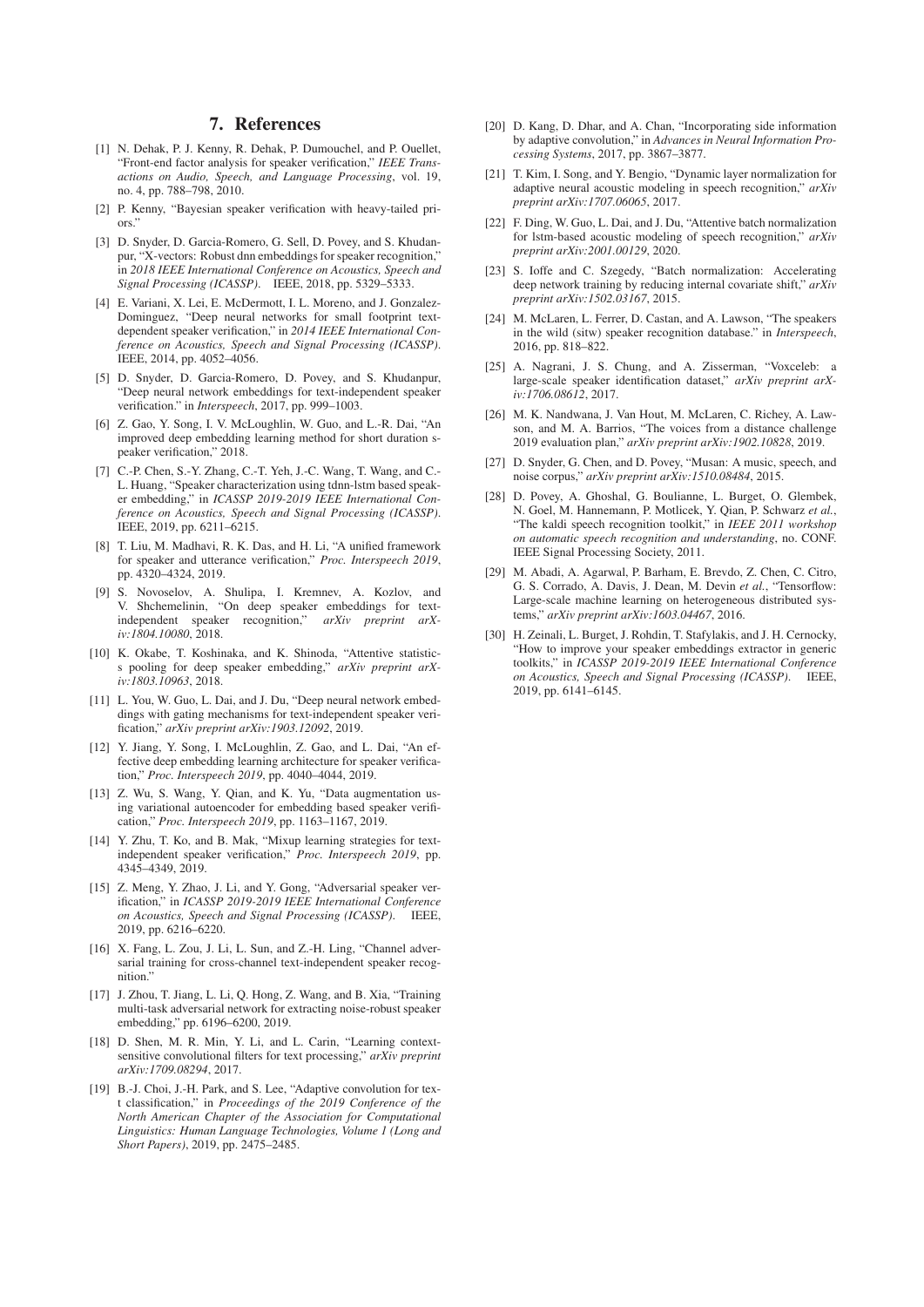## 7. References

[1] N. Dehak, P. J. Kenny, R. Dehak, P. Dumouchel, and P. Ouellet, "Front-end factor analysis for speaker verification," *IEEE Transactions on Audio, Speech, and Language Processing*, vol. 19, no. 4, pp. 788–798, 2010.

[2] P. Kenny, "Bayesian speaker verification with heavy-tailed priors."

[3] D. Snyder, D. Garcia-Romero, G. Sell, D. Povey, and S. Khudanpur, "X-vectors: Robust dnn embeddings for speaker recognition," in *2018 IEEE International Conference on Acoustics, Speech and Signal Processing (ICASSP)*. IEEE, 2018, pp. 5329–5333.

[4] E. Variani, X. Lei, E. McDermott, I. L. Moreno, and J. Gonzalez-Dominguez, "Deep neural networks for small footprint text-dependent speaker verification," in *2014 IEEE International Conference on Acoustics, Speech and Signal Processing (ICASSP)*. IEEE, 2014, pp. 4052–4056.

[5] D. Snyder, D. Garcia-Romero, D. Povey, and S. Khudanpur, "Deep neural network embeddings for text-independent speaker verification." in *Interspeech*, 2017, pp. 999–1003.

[6] Z. Gao, Y. Song, I. V. McLoughlin, W. Guo, and L.-R. Dai, "An improved deep embedding learning method for short duration speaker verification," 2018.

[7] C.-P. Chen, S.-Y. Zhang, C.-T. Yeh, J.-C. Wang, T. Wang, and C.-L. Huang, "Speaker characterization using tdnn-lstm based speaker embedding," in *ICASSP 2019-2019 IEEE International Conference on Acoustics, Speech and Signal Processing (ICASSP)*. IEEE, 2019, pp. 6211–6215.

[8] T. Liu, M. Madhavi, R. K. Das, and H. Li, "A unified framework for speaker and utterance verification," *Proc. Interspeech 2019*, pp. 4320–4324, 2019.

[9] S. Novoselov, A. Shulipa, I. Kremnev, A. Kozlov, and V. Shchemelinin, "On deep speaker embeddings for text-independent speaker recognition," *arXiv preprint arXiv:1804.10080*, 2018.

[10] K. Okabe, T. Koshinaka, and K. Shinoda, "Attentive statistics pooling for deep speaker embedding," *arXiv preprint arXiv:1803.10963*, 2018.

[11] L. You, W. Guo, L. Dai, and J. Du, "Deep neural network embeddings with gating mechanisms for text-independent speaker verification," *arXiv preprint arXiv:1903.12092*, 2019.

[12] Y. Jiang, Y. Song, I. McLoughlin, Z. Gao, and L. Dai, "An effective deep embedding learning architecture for speaker verification," *Proc. Interspeech 2019*, pp. 4040–4044, 2019.

[13] Z. Wu, S. Wang, Y. Qian, and K. Yu, "Data augmentation using variational autoencoder for embedding based speaker verification," *Proc. Interspeech 2019*, pp. 1163–1167, 2019.

[14] Y. Zhu, T. Ko, and B. Mak, "Mixup learning strategies for text-independent speaker verification," *Proc. Interspeech 2019*, pp. 4345–4349, 2019.

[15] Z. Meng, Y. Zhao, J. Li, and Y. Gong, "Adversarial speaker verification," in *ICASSP 2019-2019 IEEE International Conference on Acoustics, Speech and Signal Processing (ICASSP)*. IEEE, 2019, pp. 6216–6220.

[16] X. Fang, L. Zou, J. Li, L. Sun, and Z.-H. Ling, "Channel adversarial training for cross-channel text-independent speaker recognition."

[17] J. Zhou, T. Jiang, L. Li, Q. Hong, Z. Wang, and B. Xia, "Training multi-task adversarial network for extracting noise-robust speaker embedding," pp. 6196–6200, 2019.

[18] D. Shen, M. R. Min, Y. Li, and L. Carin, "Learning context-sensitive convolutional filters for text processing," *arXiv preprint arXiv:1709.08294*, 2017.

[19] B.-J. Choi, J.-H. Park, and S. Lee, "Adaptive convolution for text classification," in *Proceedings of the 2019 Conference of the North American Chapter of the Association for Computational Linguistics: Human Language Technologies, Volume 1 (Long and Short Papers)*, 2019, pp. 2475–2485.

[20] D. Kang, D. Dhar, and A. Chan, "Incorporating side information by adaptive convolution," in *Advances in Neural Information Processing Systems*, 2017, pp. 3867–3877.

[21] T. Kim, I. Song, and Y. Bengio, "Dynamic layer normalization for adaptive neural acoustic modeling in speech recognition," *arXiv preprint arXiv:1707.06065*, 2017.

[22] F. Ding, W. Guo, L. Dai, and J. Du, "Attentive batch normalization for lstm-based acoustic modeling of speech recognition," *arXiv preprint arXiv:2001.00129*, 2020.

[23] S. Ioffe and C. Szegedy, "Batch normalization: Accelerating deep network training by reducing internal covariate shift," *arXiv preprint arXiv:1502.03167*, 2015.

[24] M. McLaren, L. Ferrer, D. Castan, and A. Lawson, "The speakers in the wild (sitw) speaker recognition database." in *Interspeech*, 2016, pp. 818–822.

[25] A. Nagrani, J. S. Chung, and A. Zisserman, "Voxceleb: a large-scale speaker identification dataset," *arXiv preprint arXiv:1706.08612*, 2017.

[26] M. K. Nandwana, J. Van Hout, M. McLaren, C. Richey, A. Lawson, and M. A. Barrios, "The voices from a distance challenge 2019 evaluation plan," *arXiv preprint arXiv:1902.10828*, 2019.

[27] D. Snyder, G. Chen, and D. Povey, "Musan: A music, speech, and noise corpus," *arXiv preprint arXiv:1510.08484*, 2015.

[28] D. Povey, A. Ghoshal, G. Boulianne, L. Burget, O. Glembek, N. Goel, M. Hannemann, P. Motlicek, Y. Qian, P. Schwarz *et al.*, "The kaldi speech recognition toolkit," in *IEEE 2011 workshop on automatic speech recognition and understanding*, no. CONF. IEEE Signal Processing Society, 2011.

[29] M. Abadi, A. Agarwal, P. Barham, E. Brevdo, Z. Chen, C. Citro, G. S. Corrado, A. Davis, J. Dean, M. Devin *et al.*, "Tensorflow: Large-scale machine learning on heterogeneous distributed systems," *arXiv preprint arXiv:1603.04467*, 2016.

[30] H. Zeinali, L. Burget, J. Rohdin, T. Stafylakis, and J. H. Cernocky, "How to improve your speaker embeddings extractor in generic toolkits," in *ICASSP 2019-2019 IEEE International Conference on Acoustics, Speech and Signal Processing (ICASSP)*. IEEE, 2019, pp. 6141–6145.